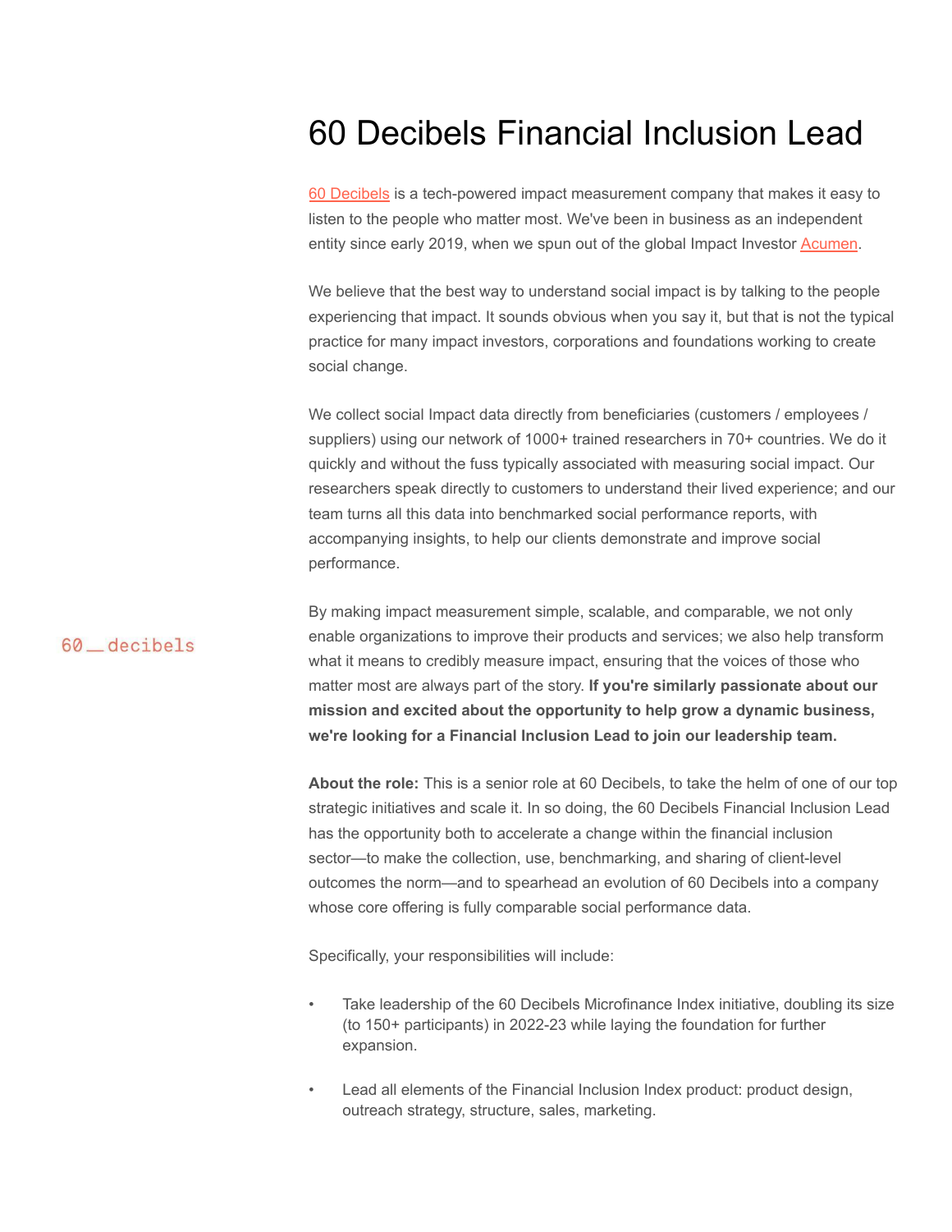# 60 Decibels Financial Inclusion Lead

60 Decibels is a tech-powered impact measurement company that makes it easy to listen to the people who matter most. We've been in business as an independent entity since early 2019, when we spun out of the global Impact Investor Acumen.

We believe that the best way to understand social impact is by talking to the people experiencing that impact. It sounds obvious when you say it, but that is not the typical practice for many impact investors, corporations and foundations working to create social change.

We collect social Impact data directly from beneficiaries (customers / employees / suppliers) using our network of 1000+ trained researchers in 70+ countries. We do it quickly and without the fuss typically associated with measuring social impact. Our researchers speak directly to customers to understand their lived experience; and our team turns all this data into benchmarked social performance reports, with accompanying insights, to help our clients demonstrate and improve social performance.

60_decibels

By making impact measurement simple, scalable, and comparable, we not only enable organizations to improve their products and services; we also help transform what it means to credibly measure impact, ensuring that the voices of those who matter most are always part of the story. **If you're similarly passionate about our mission and excited about the opportunity to help grow a dynamic business, we're looking for a Financial Inclusion Lead to join our leadership team.**

**About the role:** This is a senior role at 60 Decibels, to take the helm of one of our top strategic initiatives and scale it. In so doing, the 60 Decibels Financial Inclusion Lead has the opportunity both to accelerate a change within the financial inclusion sector—to make the collection, use, benchmarking, and sharing of client-level outcomes the norm—and to spearhead an evolution of 60 Decibels into a company whose core offering is fully comparable social performance data.

Specifically, your responsibilities will include:

- Take leadership of the 60 Decibels Microfinance Index initiative, doubling its size (to 150+ participants) in 2022-23 while laying the foundation for further expansion.
- Lead all elements of the Financial Inclusion Index product: product design, outreach strategy, structure, sales, marketing.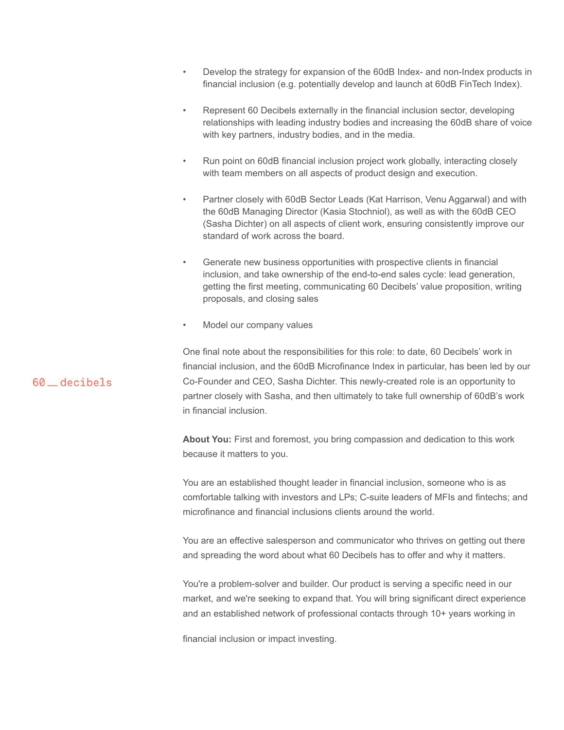- Develop the strategy for expansion of the 60dB Index- and non-Index products in financial inclusion (e.g. potentially develop and launch at 60dB FinTech Index).

- Represent 60 Decibels externally in the financial inclusion sector, developing relationships with leading industry bodies and increasing the 60dB share of voice with key partners, industry bodies, and in the media.

- Run point on 60dB financial inclusion project work globally, interacting closely with team members on all aspects of product design and execution.

- Partner closely with 60dB Sector Leads (Kat Harrison, Venu Aggarwal) and with the 60dB Managing Director (Kasia Stochniol), as well as with the 60dB CEO (Sasha Dichter) on all aspects of client work, ensuring consistently improve our standard of work across the board.

- Generate new business opportunities with prospective clients in financial inclusion, and take ownership of the end-to-end sales cycle: lead generation, getting the first meeting, communicating 60 Decibels' value proposition, writing proposals, and closing sales

- Model our company values

One final note about the responsibilities for this role: to date, 60 Decibels' work in financial inclusion, and the 60dB Microfinance Index in particular, has been led by our Co-Founder and CEO, Sasha Dichter. This newly-created role is an opportunity to partner closely with Sasha, and then ultimately to take full ownership of 60dB's work in financial inclusion.

**About You:** First and foremost, you bring compassion and dedication to this work because it matters to you.

You are an established thought leader in financial inclusion, someone who is as comfortable talking with investors and LPs; C-suite leaders of MFIs and fintechs; and microfinance and financial inclusions clients around the world.

You are an effective salesperson and communicator who thrives on getting out there and spreading the word about what 60 Decibels has to offer and why it matters.

You're a problem-solver and builder. Our product is serving a specific need in our market, and we're seeking to expand that. You will bring significant direct experience and an established network of professional contacts through 10+ years working in financial inclusion or impact investing.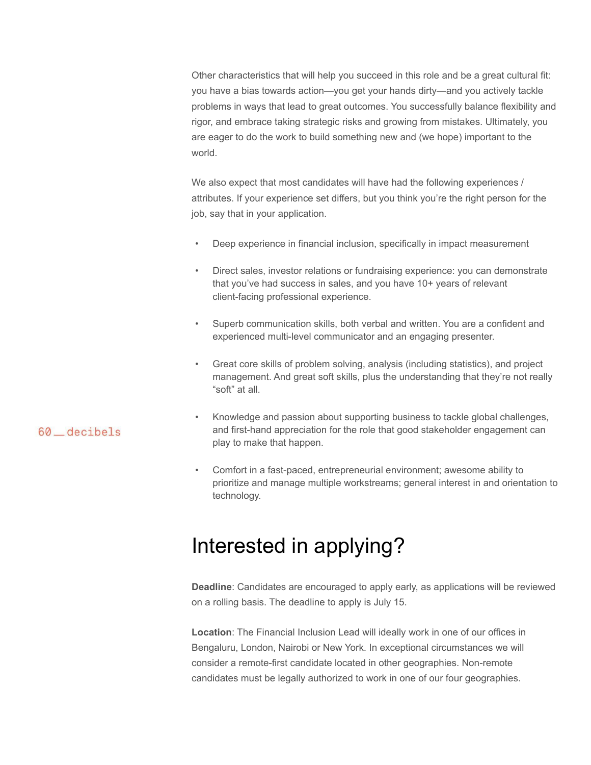Other characteristics that will help you succeed in this role and be a great cultural fit: you have a bias towards action—you get your hands dirty—and you actively tackle problems in ways that lead to great outcomes. You successfully balance flexibility and rigor, and embrace taking strategic risks and growing from mistakes. Ultimately, you are eager to do the work to build something new and (we hope) important to the world.

We also expect that most candidates will have had the following experiences / attributes. If your experience set differs, but you think you're the right person for the job, say that in your application.

- Deep experience in financial inclusion, specifically in impact measurement
- Direct sales, investor relations or fundraising experience: you can demonstrate that you've had success in sales, and you have 10+ years of relevant client-facing professional experience.
- Superb communication skills, both verbal and written. You are a confident and experienced multi-level communicator and an engaging presenter.
- Great core skills of problem solving, analysis (including statistics), and project management. And great soft skills, plus the understanding that they're not really "soft" at all.
- Knowledge and passion about supporting business to tackle global challenges, and first-hand appreciation for the role that good stakeholder engagement can play to make that happen.
- Comfort in a fast-paced, entrepreneurial environment; awesome ability to prioritize and manage multiple workstreams; general interest in and orientation to technology.

# Interested in applying?

**Deadline**: Candidates are encouraged to apply early, as applications will be reviewed on a rolling basis. The deadline to apply is July 15.

**Location**: The Financial Inclusion Lead will ideally work in one of our offices in Bengaluru, London, Nairobi or New York. In exceptional circumstances we will consider a remote-first candidate located in other geographies. Non-remote candidates must be legally authorized to work in one of our four geographies.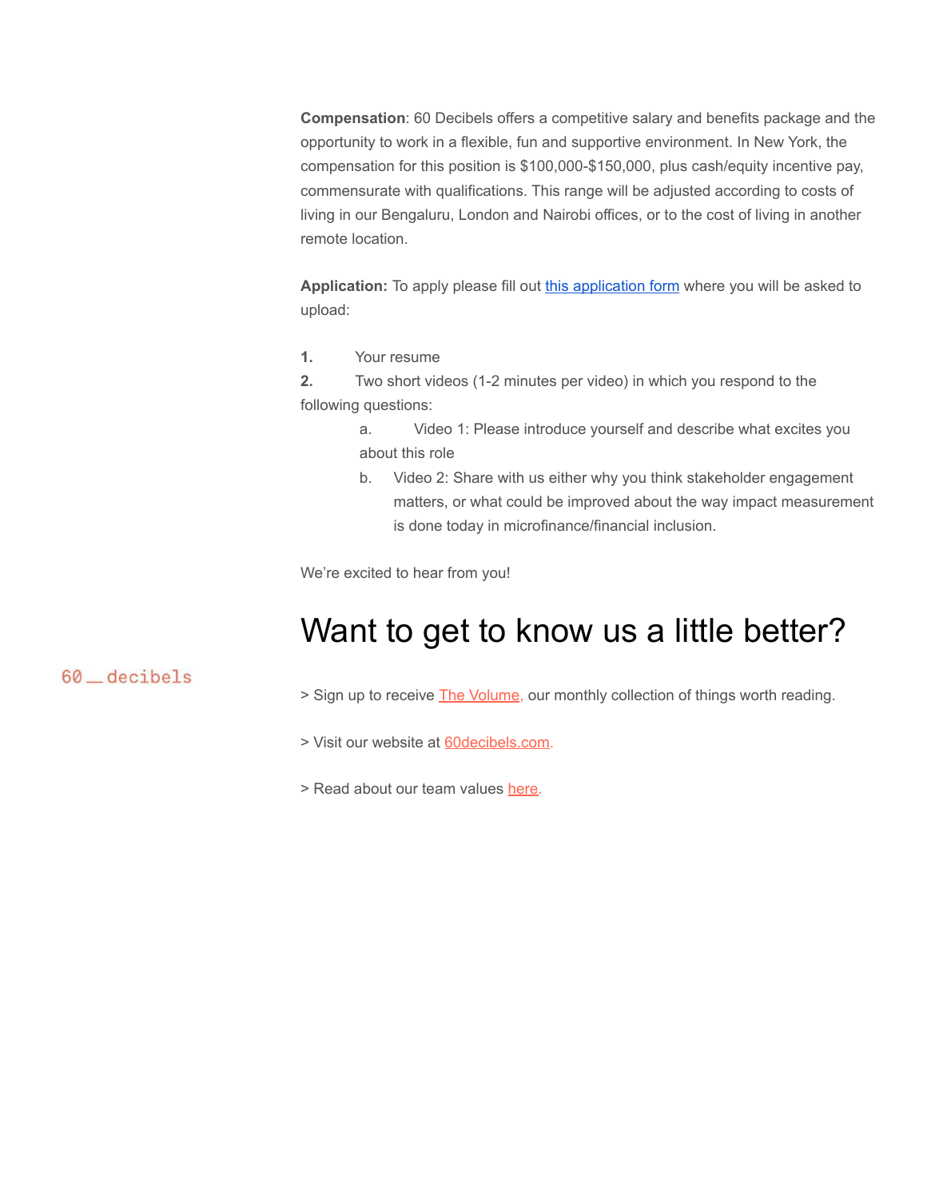**Compensation**: 60 Decibels offers a competitive salary and benefits package and the opportunity to work in a flexible, fun and supportive environment. In New York, the compensation for this position is $100,000-$150,000, plus cash/equity incentive pay, commensurate with qualifications. This range will be adjusted according to costs of living in our Bengaluru, London and Nairobi offices, or to the cost of living in another remote location.

**Application:** To apply please fill out this application form where you will be asked to upload:

1. Your resume
2. Two short videos (1-2 minutes per video) in which you respond to the following questions:
   a. Video 1: Please introduce yourself and describe what excites you about this role
   b. Video 2: Share with us either why you think stakeholder engagement matters, or what could be improved about the way impact measurement is done today in microfinance/financial inclusion.

We're excited to hear from you!

# Want to get to know us a little better?

60_decibels

> Sign up to receive The Volume, our monthly collection of things worth reading.

> Visit our website at 60decibels.com.

> Read about our team values here.